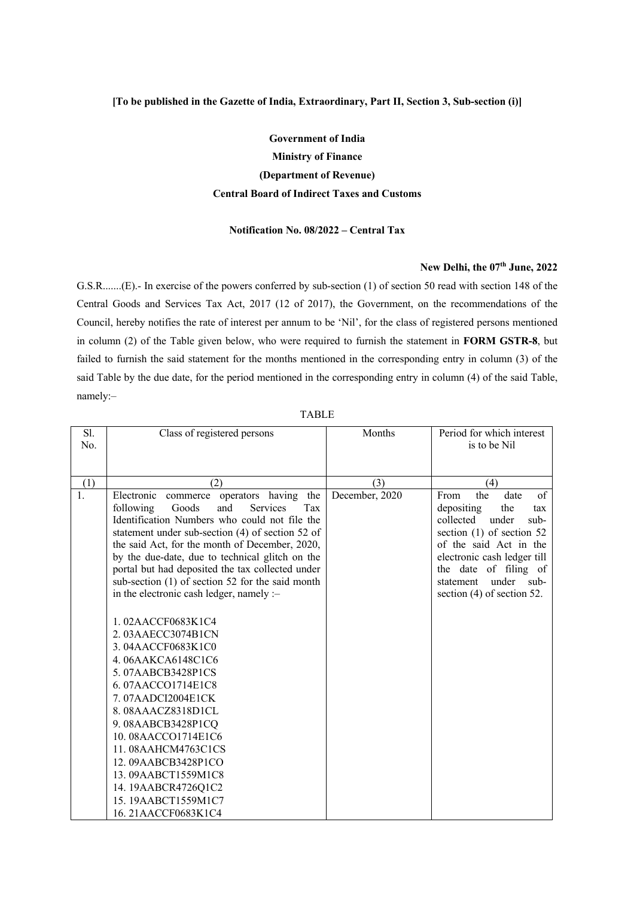**[To be published in the Gazette of India, Extraordinary, Part II, Section 3, Sub-section (i)]**

**Government of India**

**Ministry of Finance**

**(Department of Revenue)**

**Central Board of Indirect Taxes and Customs**

**Notification No. 08/2022 – Central Tax**

**New Delhi, the 07th June, 2022**

G.S.R.......(E).- In exercise of the powers conferred by sub-section (1) of section 50 read with section 148 of the Central Goods and Services Tax Act, 2017 (12 of 2017), the Government, on the recommendations of the Council, hereby notifies the rate of interest per annum to be 'Nil', for the class of registered persons mentioned in column (2) of the Table given below, who were required to furnish the statement in **FORM GSTR-8**, but failed to furnish the said statement for the months mentioned in the corresponding entry in column (3) of the said Table by the due date, for the period mentioned in the corresponding entry in column (4) of the said Table, namely:–

TABLE

| Sl. No. | Class of registered persons | Months | Period for which interest is to be Nil |
|---|---|---|---|
| (1) | (2) | (3) | (4) |
| 1. | Electronic commerce operators having the following Goods and Services Tax Identification Numbers who could not file the statement under sub-section (4) of section 52 of the said Act, for the month of December, 2020, by the due-date, due to technical glitch on the portal but had deposited the tax collected under sub-section (1) of section 52 for the said month in the electronic cash ledger, namely :–<br><br>1. 02AACCF0683K1C4<br>2. 03AAECC3074B1CN<br>3. 04AACCF0683K1C0<br>4. 06AAKCA6148C1C6<br>5. 07AABCB3428P1CS<br>6. 07AACCO1714E1C8<br>7. 07AADCI2004E1CK<br>8. 08AAACZ8318D1CL<br>9. 08AABCB3428P1CQ<br>10. 08AACCO1714E1C6<br>11. 08AAHCM4763C1CS<br>12. 09AABCB3428P1CO<br>13. 09AABCT1559M1C8<br>14. 19AABCR4726Q1C2<br>15. 19AABCT1559M1C7<br>16. 21AACCF0683K1C4 | December, 2020 | From the date of depositing the tax collected under sub-section (1) of section 52 of the said Act in the electronic cash ledger till the date of filing of statement under sub-section (4) of section 52. |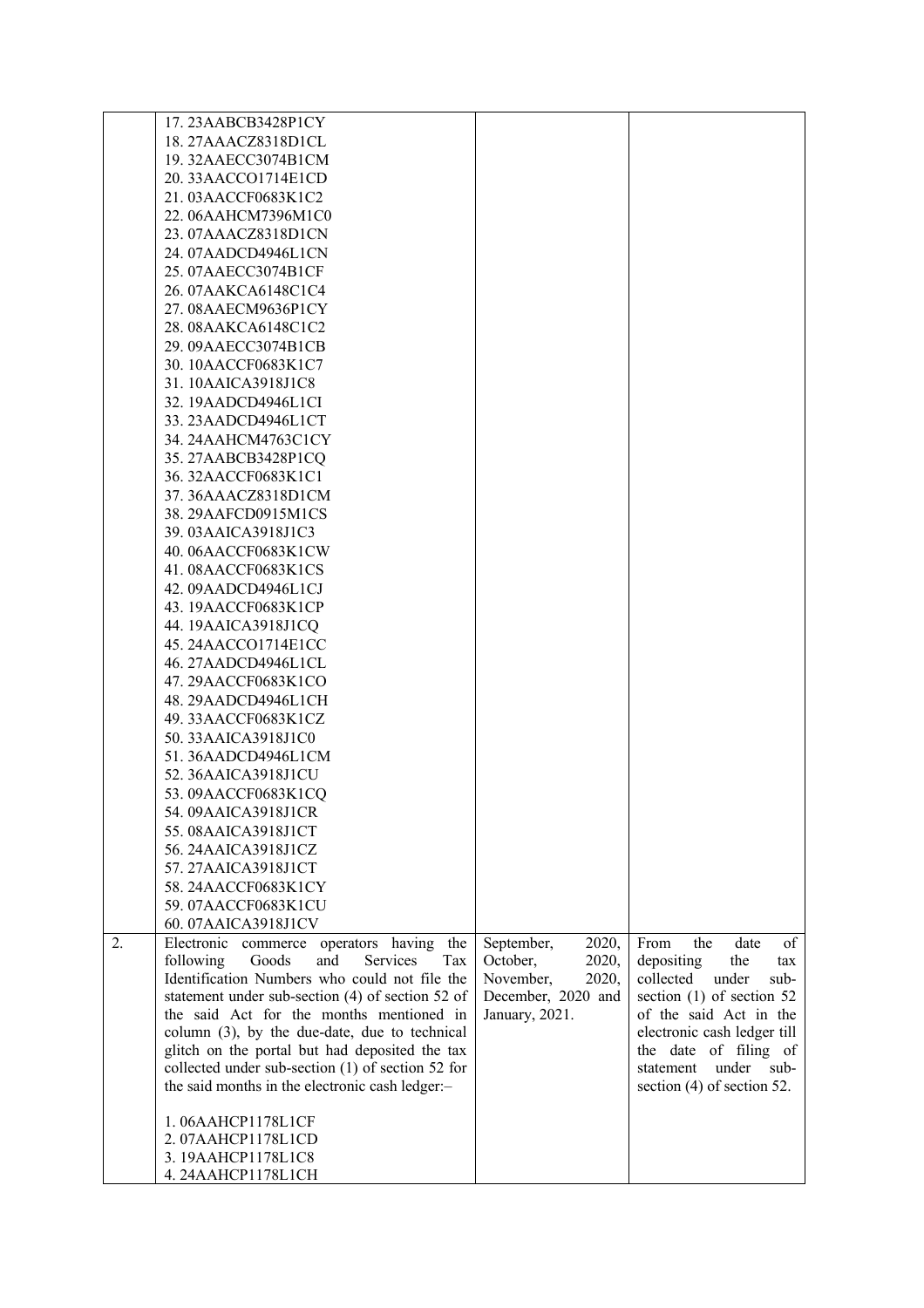| | | | |
|---|---|---|---|
| | 17. 23AABCB3428P1CY<br>18. 27AAACZ8318D1CL<br>19. 32AAECC3074B1CM<br>20. 33AACCO1714E1CD<br>21. 03AACCF0683K1C2<br>22. 06AAHCM7396M1C0<br>23. 07AAACZ8318D1CN<br>24. 07AADCD4946L1CN<br>25. 07AAECC3074B1CF<br>26. 07AAKCA6148C1C4<br>27. 08AAECM9636P1CY<br>28. 08AAKCA6148C1C2<br>29. 09AAECC3074B1CB<br>30. 10AACCF0683K1C7<br>31. 10AAICA3918J1C8<br>32. 19AADCD4946L1CI<br>33. 23AADCD4946L1CT<br>34. 24AAHCM4763C1CY<br>35. 27AABCB3428P1CQ<br>36. 32AACCF0683K1C1<br>37. 36AAACZ8318D1CM<br>38. 29AAFCD0915M1CS<br>39. 03AAICA3918J1C3<br>40. 06AACCF0683K1CW<br>41. 08AACCF0683K1CS<br>42. 09AADCD4946L1CJ<br>43. 19AACCF0683K1CP<br>44. 19AAICA3918J1CQ<br>45. 24AACCO1714E1CC<br>46. 27AADCD4946L1CL<br>47. 29AACCF0683K1CO<br>48. 29AADCD4946L1CH<br>49. 33AACCF0683K1CZ<br>50. 33AAICA3918J1C0<br>51. 36AADCD4946L1CM<br>52. 36AAICA3918J1CU<br>53. 09AACCF0683K1CQ<br>54. 09AAICA3918J1CR<br>55. 08AAICA3918J1CT<br>56. 24AAICA3918J1CZ<br>57. 27AAICA3918J1CT<br>58. 24AACCF0683K1CY<br>59. 07AACCF0683K1CU<br>60. 07AAICA3918J1CV | | |
| 2. | Electronic commerce operators having the following Goods and Services Tax Identification Numbers who could not file the statement under sub-section (4) of section 52 of the said Act for the months mentioned in column (3), by the due-date, due to technical glitch on the portal but had deposited the tax collected under sub-section (1) of section 52 for the said months in the electronic cash ledger:–<br><br>1. 06AAHCP1178L1CF<br>2. 07AAHCP1178L1CD<br>3. 19AAHCP1178L1C8<br>4. 24AAHCP1178L1CH | September, 2020, October, 2020, November, 2020, December, 2020 and January, 2021. | From the date of depositing the tax collected under sub-section (1) of section 52 of the said Act in the electronic cash ledger till the date of filing of statement under sub-section (4) of section 52. |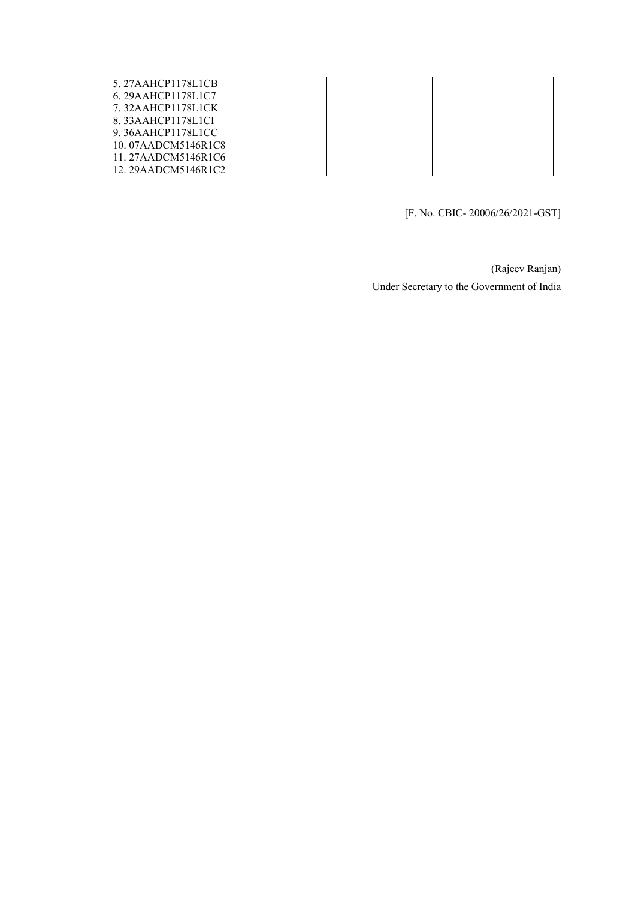| | | | |
|---|---|---|---|
| | 5. 27AAHCP1178L1CB<br>6. 29AAHCP1178L1C7<br>7. 32AAHCP1178L1CK<br>8. 33AAHCP1178L1CI<br>9. 36AAHCP1178L1CC<br>10. 07AADCM5146R1C8<br>11. 27AADCM5146R1C6<br>12. 29AADCM5146R1C2 | | |

[F. No. CBIC- 20006/26/2021-GST]

(Rajeev Ranjan)

Under Secretary to the Government of India